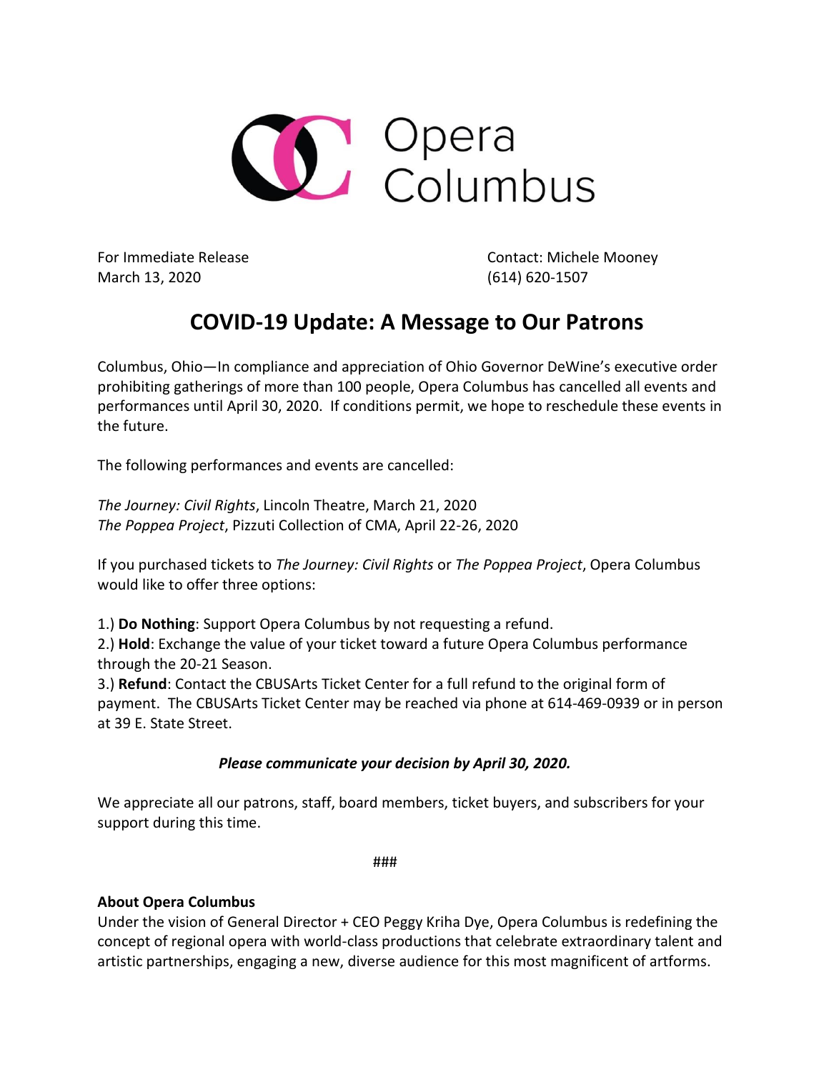Opera Columbus

For Immediate Release
March 13, 2020

Contact: Michele Mooney
(614) 620-1507

# COVID-19 Update: A Message to Our Patrons

Columbus, Ohio—In compliance and appreciation of Ohio Governor DeWine's executive order prohibiting gatherings of more than 100 people, Opera Columbus has cancelled all events and performances until April 30, 2020. If conditions permit, we hope to reschedule these events in the future.

The following performances and events are cancelled:

*The Journey: Civil Rights*, Lincoln Theatre, March 21, 2020
*The Poppea Project*, Pizzuti Collection of CMA, April 22-26, 2020

If you purchased tickets to *The Journey: Civil Rights* or *The Poppea Project*, Opera Columbus would like to offer three options:

1.) **Do Nothing**: Support Opera Columbus by not requesting a refund.
2.) **Hold**: Exchange the value of your ticket toward a future Opera Columbus performance through the 20-21 Season.
3.) **Refund**: Contact the CBUSArts Ticket Center for a full refund to the original form of payment. The CBUSArts Ticket Center may be reached via phone at 614-469-0939 or in person at 39 E. State Street.

***Please communicate your decision by April 30, 2020.***

We appreciate all our patrons, staff, board members, ticket buyers, and subscribers for your support during this time.

###

**About Opera Columbus**
Under the vision of General Director + CEO Peggy Kriha Dye, Opera Columbus is redefining the concept of regional opera with world-class productions that celebrate extraordinary talent and artistic partnerships, engaging a new, diverse audience for this most magnificent of artforms.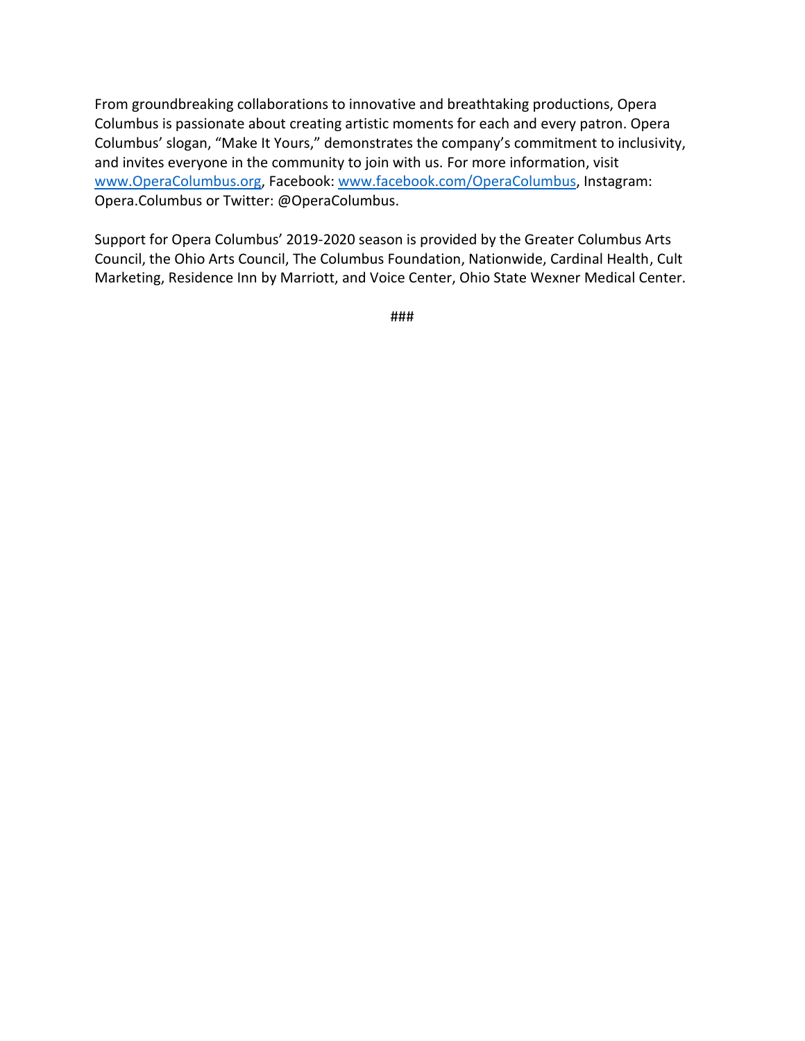From groundbreaking collaborations to innovative and breathtaking productions, Opera Columbus is passionate about creating artistic moments for each and every patron. Opera Columbus' slogan, "Make It Yours," demonstrates the company's commitment to inclusivity, and invites everyone in the community to join with us. For more information, visit [www.OperaColumbus.org](http://www.OperaColumbus.org), Facebook: [www.facebook.com/OperaColumbus](http://www.facebook.com/OperaColumbus), Instagram: Opera.Columbus or Twitter: @OperaColumbus.

Support for Opera Columbus' 2019-2020 season is provided by the Greater Columbus Arts Council, the Ohio Arts Council, The Columbus Foundation, Nationwide, Cardinal Health, Cult Marketing, Residence Inn by Marriott, and Voice Center, Ohio State Wexner Medical Center.

###